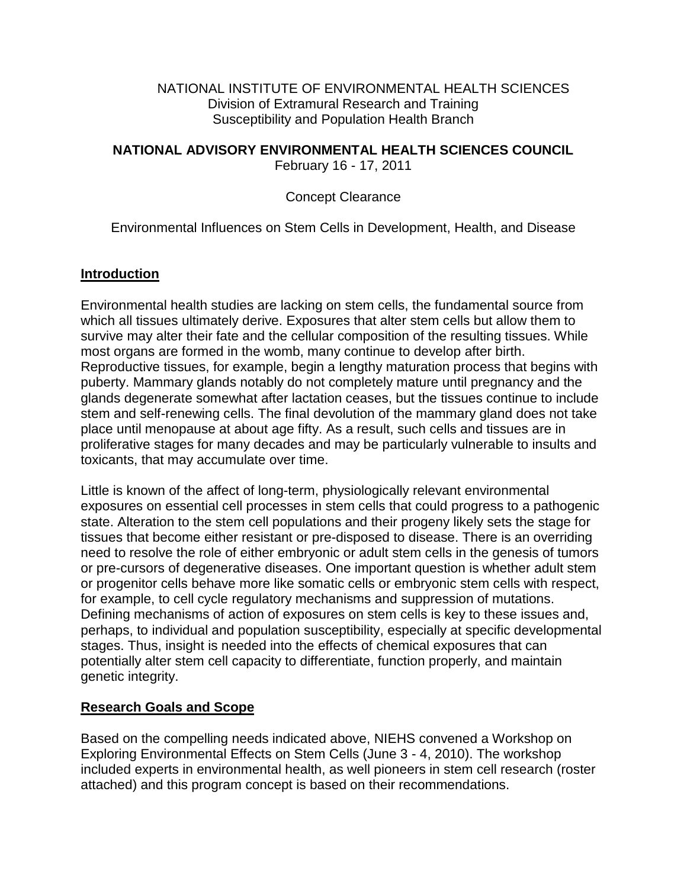NATIONAL INSTITUTE OF ENVIRONMENTAL HEALTH SCIENCES
Division of Extramural Research and Training
Susceptibility and Population Health Branch

**NATIONAL ADVISORY ENVIRONMENTAL HEALTH SCIENCES COUNCIL**
February 16 - 17, 2011

Concept Clearance

Environmental Influences on Stem Cells in Development, Health, and Disease

## Introduction

Environmental health studies are lacking on stem cells, the fundamental source from which all tissues ultimately derive. Exposures that alter stem cells but allow them to survive may alter their fate and the cellular composition of the resulting tissues. While most organs are formed in the womb, many continue to develop after birth. Reproductive tissues, for example, begin a lengthy maturation process that begins with puberty. Mammary glands notably do not completely mature until pregnancy and the glands degenerate somewhat after lactation ceases, but the tissues continue to include stem and self-renewing cells. The final devolution of the mammary gland does not take place until menopause at about age fifty. As a result, such cells and tissues are in proliferative stages for many decades and may be particularly vulnerable to insults and toxicants, that may accumulate over time.

Little is known of the affect of long-term, physiologically relevant environmental exposures on essential cell processes in stem cells that could progress to a pathogenic state. Alteration to the stem cell populations and their progeny likely sets the stage for tissues that become either resistant or pre-disposed to disease. There is an overriding need to resolve the role of either embryonic or adult stem cells in the genesis of tumors or pre-cursors of degenerative diseases. One important question is whether adult stem or progenitor cells behave more like somatic cells or embryonic stem cells with respect, for example, to cell cycle regulatory mechanisms and suppression of mutations. Defining mechanisms of action of exposures on stem cells is key to these issues and, perhaps, to individual and population susceptibility, especially at specific developmental stages. Thus, insight is needed into the effects of chemical exposures that can potentially alter stem cell capacity to differentiate, function properly, and maintain genetic integrity.

## Research Goals and Scope

Based on the compelling needs indicated above, NIEHS convened a Workshop on Exploring Environmental Effects on Stem Cells (June 3 - 4, 2010). The workshop included experts in environmental health, as well pioneers in stem cell research (roster attached) and this program concept is based on their recommendations.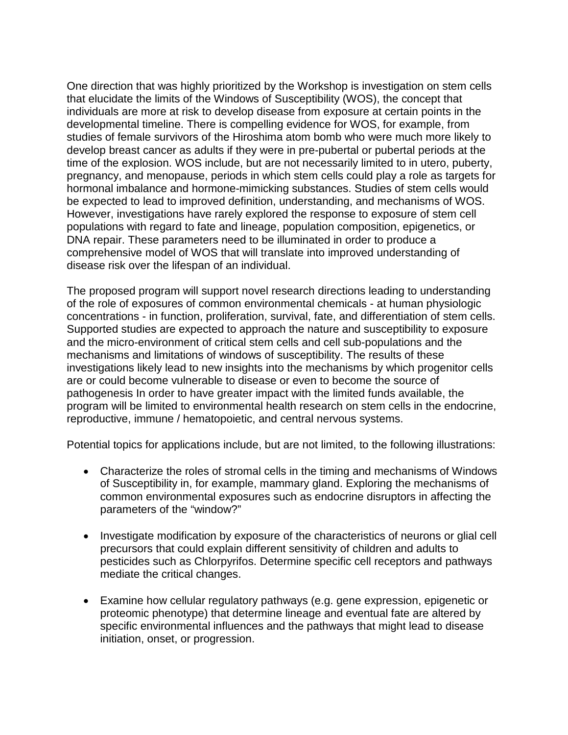One direction that was highly prioritized by the Workshop is investigation on stem cells that elucidate the limits of the Windows of Susceptibility (WOS), the concept that individuals are more at risk to develop disease from exposure at certain points in the developmental timeline. There is compelling evidence for WOS, for example, from studies of female survivors of the Hiroshima atom bomb who were much more likely to develop breast cancer as adults if they were in pre-pubertal or pubertal periods at the time of the explosion. WOS include, but are not necessarily limited to in utero, puberty, pregnancy, and menopause, periods in which stem cells could play a role as targets for hormonal imbalance and hormone-mimicking substances. Studies of stem cells would be expected to lead to improved definition, understanding, and mechanisms of WOS. However, investigations have rarely explored the response to exposure of stem cell populations with regard to fate and lineage, population composition, epigenetics, or DNA repair. These parameters need to be illuminated in order to produce a comprehensive model of WOS that will translate into improved understanding of disease risk over the lifespan of an individual.

The proposed program will support novel research directions leading to understanding of the role of exposures of common environmental chemicals - at human physiologic concentrations - in function, proliferation, survival, fate, and differentiation of stem cells. Supported studies are expected to approach the nature and susceptibility to exposure and the micro-environment of critical stem cells and cell sub-populations and the mechanisms and limitations of windows of susceptibility. The results of these investigations likely lead to new insights into the mechanisms by which progenitor cells are or could become vulnerable to disease or even to become the source of pathogenesis In order to have greater impact with the limited funds available, the program will be limited to environmental health research on stem cells in the endocrine, reproductive, immune / hematopoietic, and central nervous systems.

Potential topics for applications include, but are not limited, to the following illustrations:

- Characterize the roles of stromal cells in the timing and mechanisms of Windows of Susceptibility in, for example, mammary gland. Exploring the mechanisms of common environmental exposures such as endocrine disruptors in affecting the parameters of the "window?"

- Investigate modification by exposure of the characteristics of neurons or glial cell precursors that could explain different sensitivity of children and adults to pesticides such as Chlorpyrifos. Determine specific cell receptors and pathways mediate the critical changes.

- Examine how cellular regulatory pathways (e.g. gene expression, epigenetic or proteomic phenotype) that determine lineage and eventual fate are altered by specific environmental influences and the pathways that might lead to disease initiation, onset, or progression.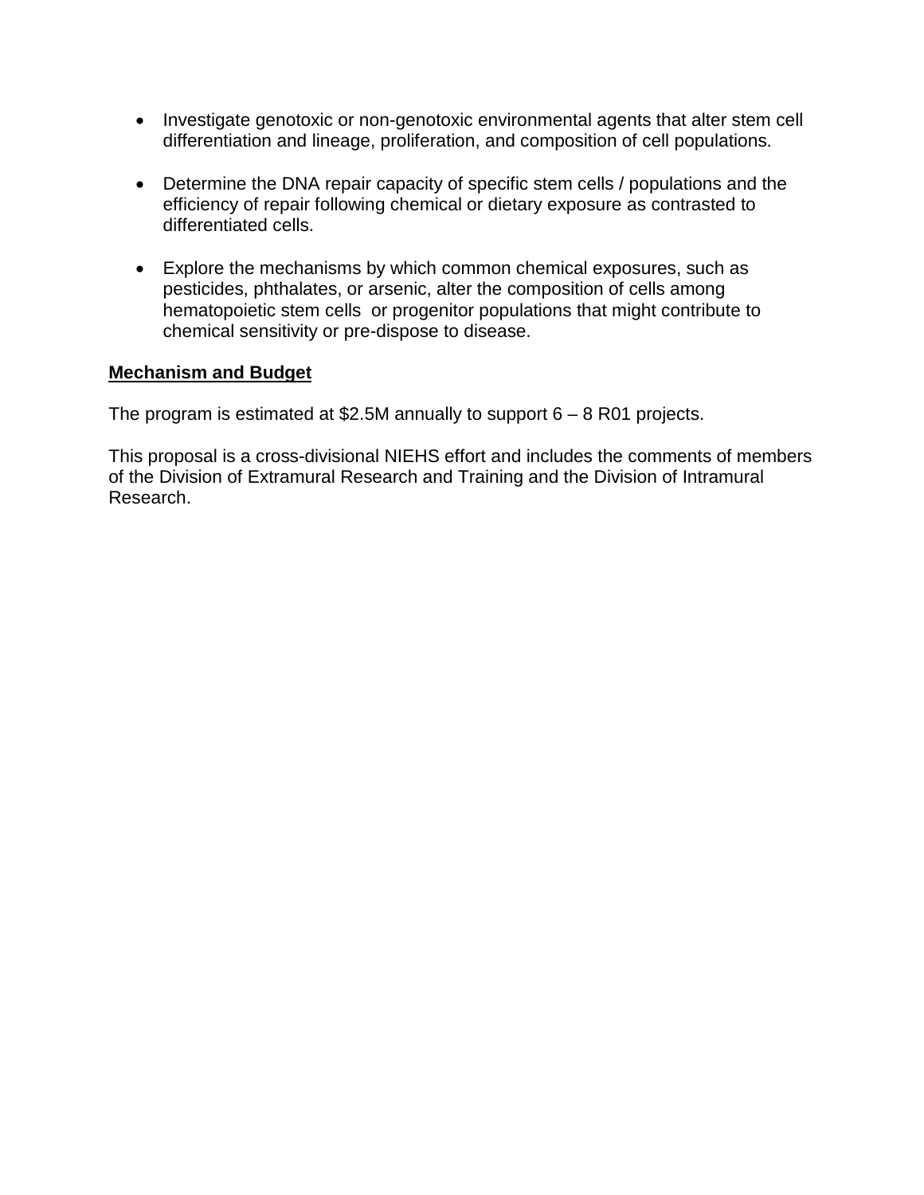- Investigate genotoxic or non-genotoxic environmental agents that alter stem cell differentiation and lineage, proliferation, and composition of cell populations.

- Determine the DNA repair capacity of specific stem cells / populations and the efficiency of repair following chemical or dietary exposure as contrasted to differentiated cells.

- Explore the mechanisms by which common chemical exposures, such as pesticides, phthalates, or arsenic, alter the composition of cells among hematopoietic stem cells or progenitor populations that might contribute to chemical sensitivity or pre-dispose to disease.

**Mechanism and Budget**

The program is estimated at $2.5M annually to support 6 – 8 R01 projects.

This proposal is a cross-divisional NIEHS effort and includes the comments of members of the Division of Extramural Research and Training and the Division of Intramural Research.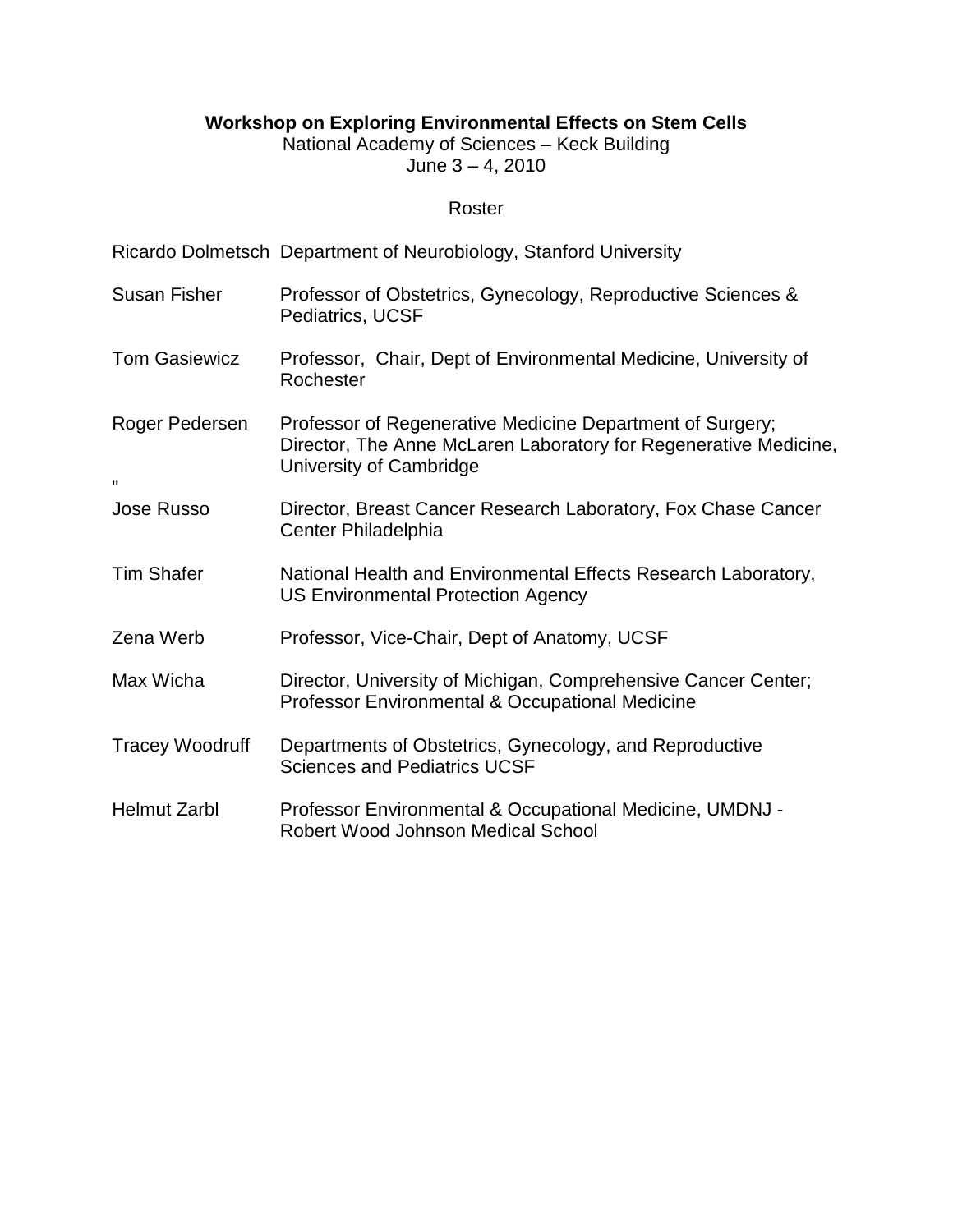**Workshop on Exploring Environmental Effects on Stem Cells**

National Academy of Sciences – Keck Building

June 3 – 4, 2010

Roster

| | |
|---|---|
| Ricardo Dolmetsch | Department of Neurobiology, Stanford University |
| Susan Fisher | Professor of Obstetrics, Gynecology, Reproductive Sciences & Pediatrics, UCSF |
| Tom Gasiewicz | Professor, Chair, Dept of Environmental Medicine, University of Rochester |
| Roger Pedersen | Professor of Regenerative Medicine Department of Surgery; Director, The Anne McLaren Laboratory for Regenerative Medicine, University of Cambridge |
| " | |
| Jose Russo | Director, Breast Cancer Research Laboratory, Fox Chase Cancer Center Philadelphia |
| Tim Shafer | National Health and Environmental Effects Research Laboratory, US Environmental Protection Agency |
| Zena Werb | Professor, Vice-Chair, Dept of Anatomy, UCSF |
| Max Wicha | Director, University of Michigan, Comprehensive Cancer Center; Professor Environmental & Occupational Medicine |
| Tracey Woodruff | Departments of Obstetrics, Gynecology, and Reproductive Sciences and Pediatrics UCSF |
| Helmut Zarbl | Professor Environmental & Occupational Medicine, UMDNJ - Robert Wood Johnson Medical School |